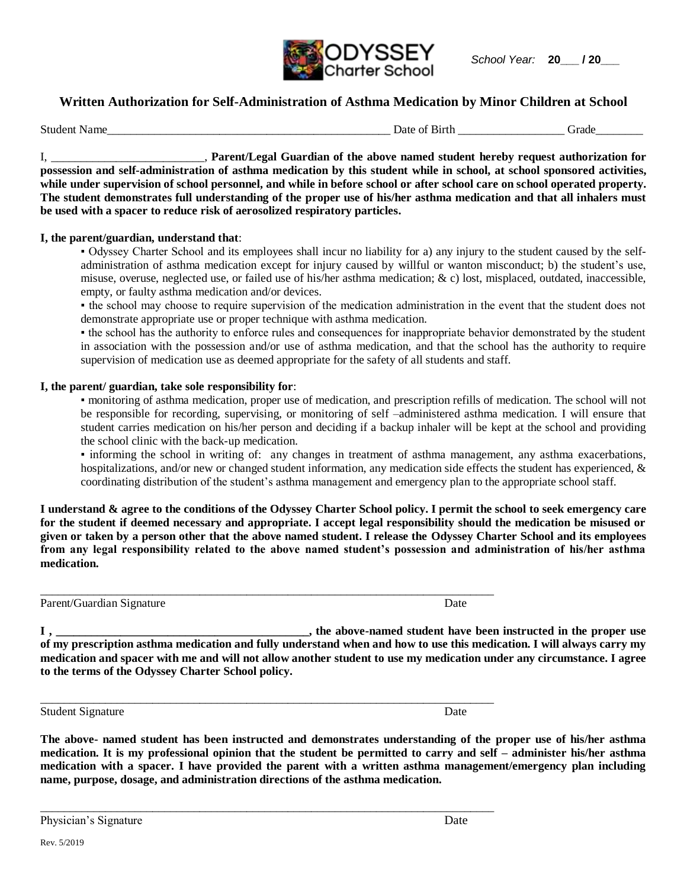ODYSSEY Charter School

*School Year:* **20___ / 20___**

## Written Authorization for Self-Administration of Asthma Medication by Minor Children at School

Student Name_______________________________________________ Date of Birth _________________ Grade________

I, _________________________, **Parent/Legal Guardian of the above named student hereby request authorization for possession and self-administration of asthma medication by this student while in school, at school sponsored activities, while under supervision of school personnel, and while in before school or after school care on school operated property. The student demonstrates full understanding of the proper use of his/her asthma medication and that all inhalers must be used with a spacer to reduce risk of aerosolized respiratory particles.**

**I, the parent/guardian, understand that**:

- Odyssey Charter School and its employees shall incur no liability for a) any injury to the student caused by the self-administration of asthma medication except for injury caused by willful or wanton misconduct; b) the student's use, misuse, overuse, neglected use, or failed use of his/her asthma medication; & c) lost, misplaced, outdated, inaccessible, empty, or faulty asthma medication and/or devices.
- the school may choose to require supervision of the medication administration in the event that the student does not demonstrate appropriate use or proper technique with asthma medication.
- the school has the authority to enforce rules and consequences for inappropriate behavior demonstrated by the student in association with the possession and/or use of asthma medication, and that the school has the authority to require supervision of medication use as deemed appropriate for the safety of all students and staff.

**I, the parent/ guardian, take sole responsibility for**:

- monitoring of asthma medication, proper use of medication, and prescription refills of medication. The school will not be responsible for recording, supervising, or monitoring of self –administered asthma medication. I will ensure that student carries medication on his/her person and deciding if a backup inhaler will be kept at the school and providing the school clinic with the back-up medication.
- informing the school in writing of: any changes in treatment of asthma management, any asthma exacerbations, hospitalizations, and/or new or changed student information, any medication side effects the student has experienced, & coordinating distribution of the student's asthma management and emergency plan to the appropriate school staff.

**I understand & agree to the conditions of the Odyssey Charter School policy. I permit the school to seek emergency care for the student if deemed necessary and appropriate. I accept legal responsibility should the medication be misused or given or taken by a person other that the above named student. I release the Odyssey Charter School and its employees from any legal responsibility related to the above named student's possession and administration of his/her asthma medication.**

_____________________________________________________________________________

Parent/Guardian Signature Date

**I , ___________________________________________, the above-named student have been instructed in the proper use of my prescription asthma medication and fully understand when and how to use this medication. I will always carry my medication and spacer with me and will not allow another student to use my medication under any circumstance. I agree to the terms of the Odyssey Charter School policy.**

_____________________________________________________________________________

Student Signature Date

**The above- named student has been instructed and demonstrates understanding of the proper use of his/her asthma medication. It is my professional opinion that the student be permitted to carry and self – administer his/her asthma medication with a spacer. I have provided the parent with a written asthma management/emergency plan including name, purpose, dosage, and administration directions of the asthma medication.**

_____________________________________________________________________________

Physician's Signature Date

Rev. 5/2019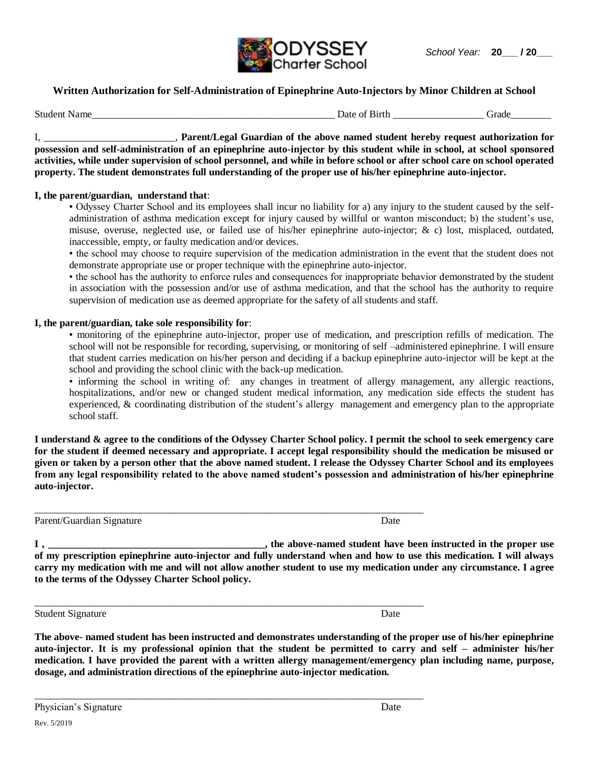ODYSSEY Charter School

*School Year:* **20___ / 20___**

**Written Authorization for Self-Administration of Epinephrine Auto-Injectors by Minor Children at School**

Student Name_______________________________________________ Date of Birth _________________ Grade________

I, _________________________, **Parent/Legal Guardian of the above named student hereby request authorization for possession and self-administration of an epinephrine auto-injector by this student while in school, at school sponsored activities, while under supervision of school personnel, and while in before school or after school care on school operated property. The student demonstrates full understanding of the proper use of his/her epinephrine auto-injector.**

**I, the parent/guardian, understand that**:

▪ Odyssey Charter School and its employees shall incur no liability for a) any injury to the student caused by the self-administration of asthma medication except for injury caused by willful or wanton misconduct; b) the student's use, misuse, overuse, neglected use, or failed use of his/her epinephrine auto-injector; & c) lost, misplaced, outdated, inaccessible, empty, or faulty medication and/or devices.

▪ the school may choose to require supervision of the medication administration in the event that the student does not demonstrate appropriate use or proper technique with the epinephrine auto-injector.

▪ the school has the authority to enforce rules and consequences for inappropriate behavior demonstrated by the student in association with the possession and/or use of asthma medication, and that the school has the authority to require supervision of medication use as deemed appropriate for the safety of all students and staff.

**I, the parent/guardian, take sole responsibility for**:

▪ monitoring of the epinephrine auto-injector, proper use of medication, and prescription refills of medication. The school will not be responsible for recording, supervising, or monitoring of self –administered epinephrine. I will ensure that student carries medication on his/her person and deciding if a backup epinephrine auto-injector will be kept at the school and providing the school clinic with the back-up medication.

▪ informing the school in writing of: any changes in treatment of allergy management, any allergic reactions, hospitalizations, and/or new or changed student medical information, any medication side effects the student has experienced, & coordinating distribution of the student's allergy management and emergency plan to the appropriate school staff.

**I understand & agree to the conditions of the Odyssey Charter School policy. I permit the school to seek emergency care for the student if deemed necessary and appropriate. I accept legal responsibility should the medication be misused or given or taken by a person other that the above named student. I release the Odyssey Charter School and its employees from any legal responsibility related to the above named student's possession and administration of his/her epinephrine auto-injector.**

_____________________________________________________________________________

Parent/Guardian Signature Date

**I , ___________________________________________, the above-named student have been instructed in the proper use of my prescription epinephrine auto-injector and fully understand when and how to use this medication. I will always carry my medication with me and will not allow another student to use my medication under any circumstance. I agree to the terms of the Odyssey Charter School policy.**

_____________________________________________________________________________

Student Signature Date

**The above- named student has been instructed and demonstrates understanding of the proper use of his/her epinephrine auto-injector. It is my professional opinion that the student be permitted to carry and self – administer his/her medication. I have provided the parent with a written allergy management/emergency plan including name, purpose, dosage, and administration directions of the epinephrine auto-injector medication.**

_____________________________________________________________________________

Physician's Signature Date

Rev. 5/2019